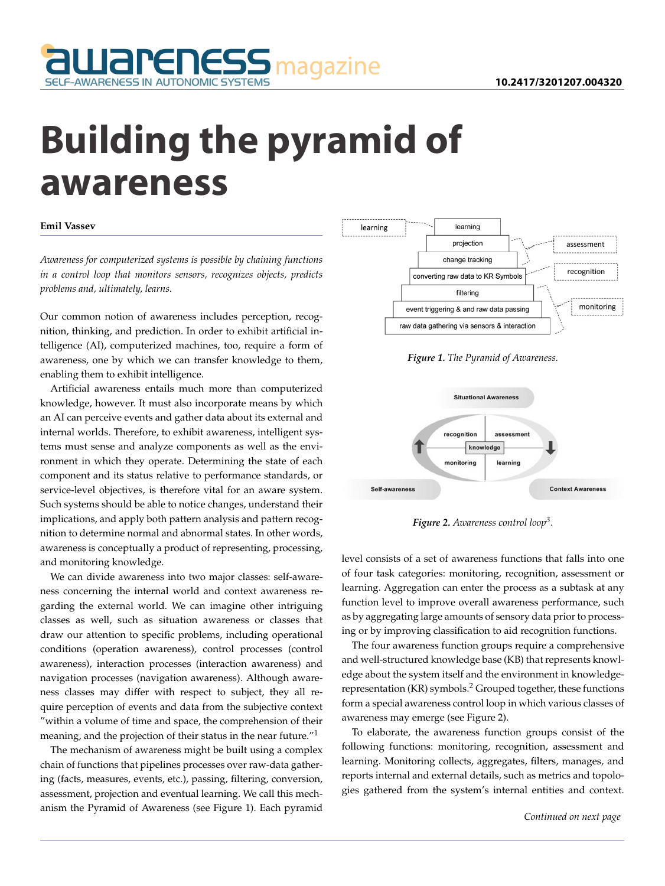# Building the pyramid of awareness

**Emil Vassev**

*Awareness for computerized systems is possible by chaining functions in a control loop that monitors sensors, recognizes objects, predicts problems and, ultimately, learns.*

Our common notion of awareness includes perception, recognition, thinking, and prediction. In order to exhibit artificial intelligence (AI), computerized machines, too, require a form of awareness, one by which we can transfer knowledge to them, enabling them to exhibit intelligence.

Artificial awareness entails much more than computerized knowledge, however. It must also incorporate means by which an AI can perceive events and gather data about its external and internal worlds. Therefore, to exhibit awareness, intelligent systems must sense and analyze components as well as the environment in which they operate. Determining the state of each component and its status relative to performance standards, or service-level objectives, is therefore vital for an aware system. Such systems should be able to notice changes, understand their implications, and apply both pattern analysis and pattern recognition to determine normal and abnormal states. In other words, awareness is conceptually a product of representing, processing, and monitoring knowledge.

We can divide awareness into two major classes: self-awareness concerning the internal world and context awareness regarding the external world. We can imagine other intriguing classes as well, such as situation awareness or classes that draw our attention to specific problems, including operational conditions (operation awareness), control processes (control awareness), interaction processes (interaction awareness) and navigation processes (navigation awareness). Although awareness classes may differ with respect to subject, they all require perception of events and data from the subjective context "within a volume of time and space, the comprehension of their meaning, and the projection of their status in the near future."[1]

The mechanism of awareness might be built using a complex chain of functions that pipelines processes over raw-data gathering (facts, measures, events, etc.), passing, filtering, conversion, assessment, projection and eventual learning. We call this mechanism the Pyramid of Awareness (see Figure 1). Each pyramid level consists of a set of awareness functions that falls into one of four task categories: monitoring, recognition, assessment or learning. Aggregation can enter the process as a subtask at any function level to improve overall awareness performance, such as by aggregating large amounts of sensory data prior to processing or by improving classification to aid recognition functions.

*Figure 1. The Pyramid of Awareness.*

*Figure 2. Awareness control loop*[3].

The four awareness function groups require a comprehensive and well-structured knowledge base (KB) that represents knowledge about the system itself and the environment in knowledge-representation (KR) symbols.[2] Grouped together, these functions form a special awareness control loop in which various classes of awareness may emerge (see Figure 2).

To elaborate, the awareness function groups consist of the following functions: monitoring, recognition, assessment and learning. Monitoring collects, aggregates, filters, manages, and reports internal and external details, such as metrics and topologies gathered from the system's internal entities and context.

*Continued on next page*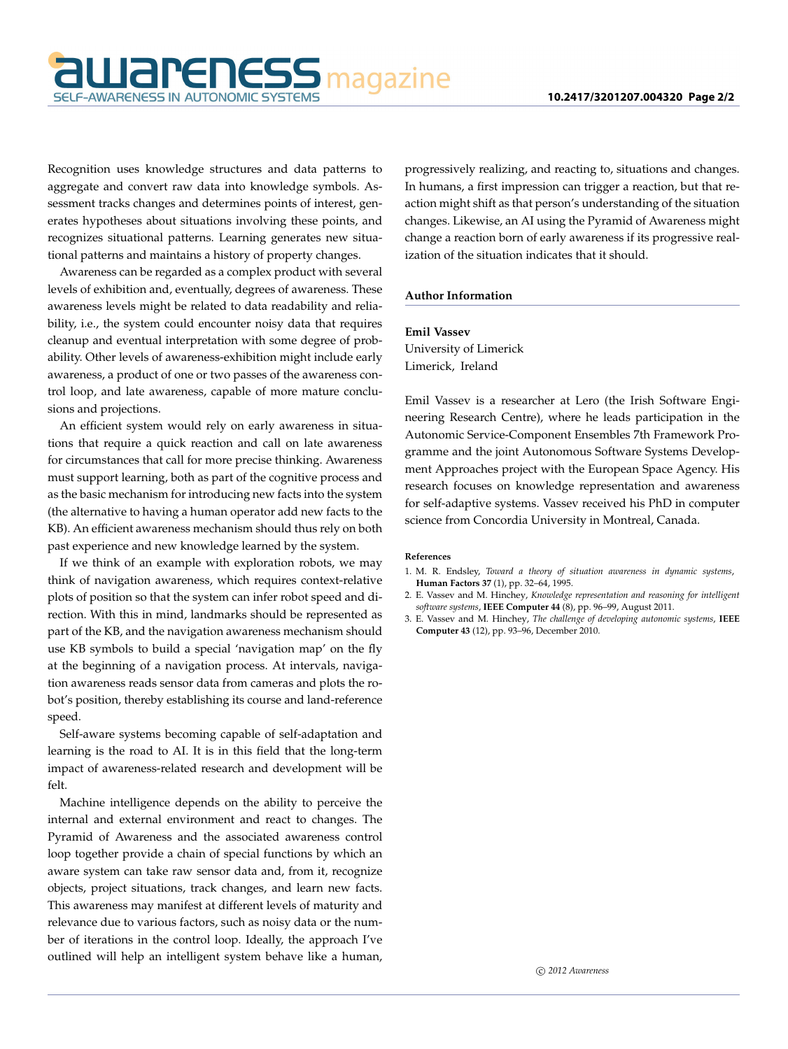Recognition uses knowledge structures and data patterns to aggregate and convert raw data into knowledge symbols. Assessment tracks changes and determines points of interest, generates hypotheses about situations involving these points, and recognizes situational patterns. Learning generates new situational patterns and maintains a history of property changes.

Awareness can be regarded as a complex product with several levels of exhibition and, eventually, degrees of awareness. These awareness levels might be related to data readability and reliability, i.e., the system could encounter noisy data that requires cleanup and eventual interpretation with some degree of probability. Other levels of awareness-exhibition might include early awareness, a product of one or two passes of the awareness control loop, and late awareness, capable of more mature conclusions and projections.

An efficient system would rely on early awareness in situations that require a quick reaction and call on late awareness for circumstances that call for more precise thinking. Awareness must support learning, both as part of the cognitive process and as the basic mechanism for introducing new facts into the system (the alternative to having a human operator add new facts to the KB). An efficient awareness mechanism should thus rely on both past experience and new knowledge learned by the system.

If we think of an example with exploration robots, we may think of navigation awareness, which requires context-relative plots of position so that the system can infer robot speed and direction. With this in mind, landmarks should be represented as part of the KB, and the navigation awareness mechanism should use KB symbols to build a special 'navigation map' on the fly at the beginning of a navigation process. At intervals, navigation awareness reads sensor data from cameras and plots the robot's position, thereby establishing its course and land-reference speed.

Self-aware systems becoming capable of self-adaptation and learning is the road to AI. It is in this field that the long-term impact of awareness-related research and development will be felt.

Machine intelligence depends on the ability to perceive the internal and external environment and react to changes. The Pyramid of Awareness and the associated awareness control loop together provide a chain of special functions by which an aware system can take raw sensor data and, from it, recognize objects, project situations, track changes, and learn new facts. This awareness may manifest at different levels of maturity and relevance due to various factors, such as noisy data or the number of iterations in the control loop. Ideally, the approach I've outlined will help an intelligent system behave like a human, progressively realizing, and reacting to, situations and changes. In humans, a first impression can trigger a reaction, but that reaction might shift as that person's understanding of the situation changes. Likewise, an AI using the Pyramid of Awareness might change a reaction born of early awareness if its progressive realization of the situation indicates that it should.

## Author Information

**Emil Vassev**
University of Limerick
Limerick, Ireland

Emil Vassev is a researcher at Lero (the Irish Software Engineering Research Centre), where he leads participation in the Autonomic Service-Component Ensembles 7th Framework Programme and the joint Autonomous Software Systems Development Approaches project with the European Space Agency. His research focuses on knowledge representation and awareness for self-adaptive systems. Vassev received his PhD in computer science from Concordia University in Montreal, Canada.

**References**

1. M. R. Endsley, *Toward a theory of situation awareness in dynamic systems*, **Human Factors 37** (1), pp. 32–64, 1995.
2. E. Vassev and M. Hinchey, *Knowledge representation and reasoning for intelligent software systems*, **IEEE Computer 44** (8), pp. 96–99, August 2011.
3. E. Vassev and M. Hinchey, *The challenge of developing autonomic systems*, **IEEE Computer 43** (12), pp. 93–96, December 2010.

© 2012 *Awareness*